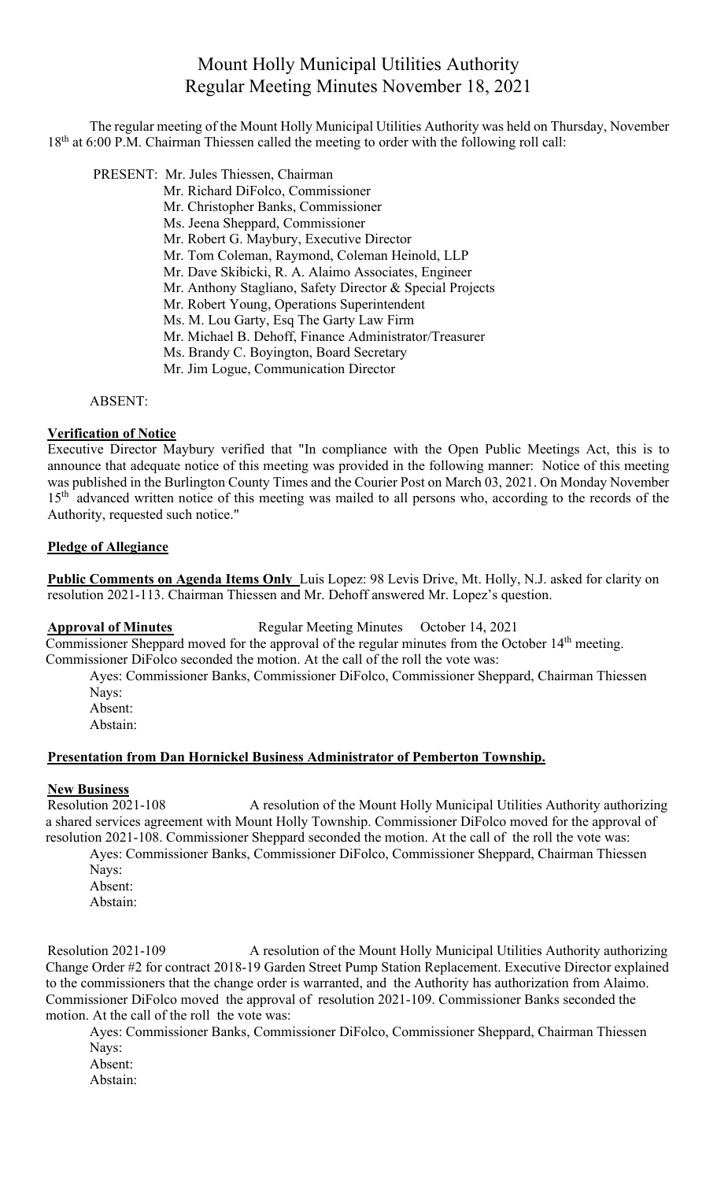# Mount Holly Municipal Utilities Authority
## Regular Meeting Minutes November 18, 2021

The regular meeting of the Mount Holly Municipal Utilities Authority was held on Thursday, November 18th at 6:00 P.M. Chairman Thiessen called the meeting to order with the following roll call:

PRESENT: Mr. Jules Thiessen, Chairman
Mr. Richard DiFolco, Commissioner
Mr. Christopher Banks, Commissioner
Ms. Jeena Sheppard, Commissioner
Mr. Robert G. Maybury, Executive Director
Mr. Tom Coleman, Raymond, Coleman Heinold, LLP
Mr. Dave Skibicki, R. A. Alaimo Associates, Engineer
Mr. Anthony Stagliano, Safety Director & Special Projects
Mr. Robert Young, Operations Superintendent
Ms. M. Lou Garty, Esq The Garty Law Firm
Mr. Michael B. Dehoff, Finance Administrator/Treasurer
Ms. Brandy C. Boyington, Board Secretary
Mr. Jim Logue, Communication Director

ABSENT:

**Verification of Notice**

Executive Director Maybury verified that "In compliance with the Open Public Meetings Act, this is to announce that adequate notice of this meeting was provided in the following manner: Notice of this meeting was published in the Burlington County Times and the Courier Post on March 03, 2021. On Monday November 15th advanced written notice of this meeting was mailed to all persons who, according to the records of the Authority, requested such notice."

**Pledge of Allegiance**

**Public Comments on Agenda Items Only** Luis Lopez: 98 Levis Drive, Mt. Holly, N.J. asked for clarity on resolution 2021-113. Chairman Thiessen and Mr. Dehoff answered Mr. Lopez's question.

**Approval of Minutes** Regular Meeting Minutes October 14, 2021

Commissioner Sheppard moved for the approval of the regular minutes from the October 14th meeting. Commissioner DiFolco seconded the motion. At the call of the roll the vote was:

Ayes: Commissioner Banks, Commissioner DiFolco, Commissioner Sheppard, Chairman Thiessen
Nays:
Absent:
Abstain:

**Presentation from Dan Hornickel Business Administrator of Pemberton Township.**

**New Business**

Resolution 2021-108 A resolution of the Mount Holly Municipal Utilities Authority authorizing a shared services agreement with Mount Holly Township. Commissioner DiFolco moved for the approval of resolution 2021-108. Commissioner Sheppard seconded the motion. At the call of the roll the vote was:

Ayes: Commissioner Banks, Commissioner DiFolco, Commissioner Sheppard, Chairman Thiessen
Nays:
Absent:
Abstain:

Resolution 2021-109 A resolution of the Mount Holly Municipal Utilities Authority authorizing Change Order #2 for contract 2018-19 Garden Street Pump Station Replacement. Executive Director explained to the commissioners that the change order is warranted, and the Authority has authorization from Alaimo. Commissioner DiFolco moved the approval of resolution 2021-109. Commissioner Banks seconded the motion. At the call of the roll the vote was:

Ayes: Commissioner Banks, Commissioner DiFolco, Commissioner Sheppard, Chairman Thiessen
Nays:
Absent:
Abstain: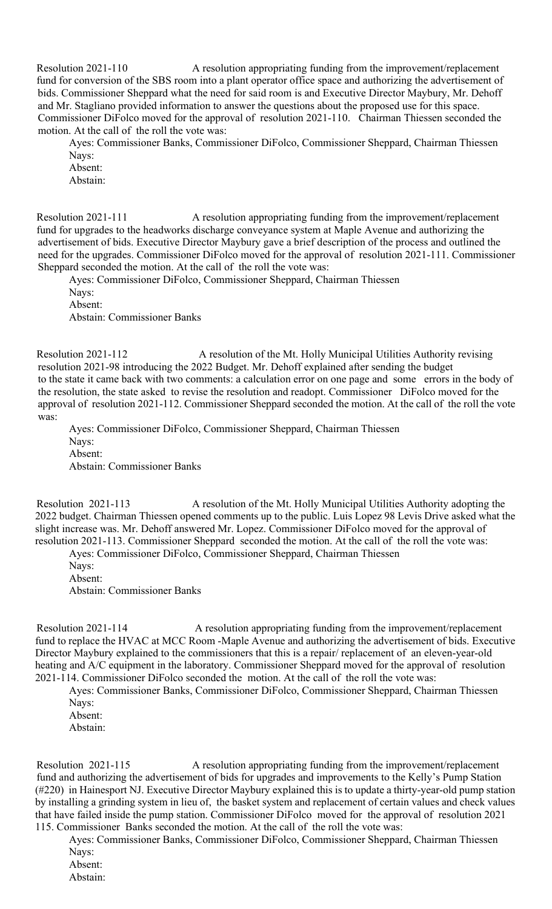Resolution 2021-110 A resolution appropriating funding from the improvement/replacement fund for conversion of the SBS room into a plant operator office space and authorizing the advertisement of bids. Commissioner Sheppard what the need for said room is and Executive Director Maybury, Mr. Dehoff and Mr. Stagliano provided information to answer the questions about the proposed use for this space. Commissioner DiFolco moved for the approval of resolution 2021-110. Chairman Thiessen seconded the motion. At the call of the roll the vote was:

Ayes: Commissioner Banks, Commissioner DiFolco, Commissioner Sheppard, Chairman Thiessen
Nays:
Absent:
Abstain:

Resolution 2021-111 A resolution appropriating funding from the improvement/replacement fund for upgrades to the headworks discharge conveyance system at Maple Avenue and authorizing the advertisement of bids. Executive Director Maybury gave a brief description of the process and outlined the need for the upgrades. Commissioner DiFolco moved for the approval of resolution 2021-111. Commissioner Sheppard seconded the motion. At the call of the roll the vote was:

Ayes: Commissioner DiFolco, Commissioner Sheppard, Chairman Thiessen
Nays:
Absent:
Abstain: Commissioner Banks

Resolution 2021-112 A resolution of the Mt. Holly Municipal Utilities Authority revising resolution 2021-98 introducing the 2022 Budget. Mr. Dehoff explained after sending the budget to the state it came back with two comments: a calculation error on one page and some errors in the body of the resolution, the state asked to revise the resolution and readopt. Commissioner DiFolco moved for the approval of resolution 2021-112. Commissioner Sheppard seconded the motion. At the call of the roll the vote was:

Ayes: Commissioner DiFolco, Commissioner Sheppard, Chairman Thiessen
Nays:
Absent:
Abstain: Commissioner Banks

Resolution 2021-113 A resolution of the Mt. Holly Municipal Utilities Authority adopting the 2022 budget. Chairman Thiessen opened comments up to the public. Luis Lopez 98 Levis Drive asked what the slight increase was. Mr. Dehoff answered Mr. Lopez. Commissioner DiFolco moved for the approval of resolution 2021-113. Commissioner Sheppard seconded the motion. At the call of the roll the vote was:

Ayes: Commissioner DiFolco, Commissioner Sheppard, Chairman Thiessen
Nays:
Absent:
Abstain: Commissioner Banks

Resolution 2021-114 A resolution appropriating funding from the improvement/replacement fund to replace the HVAC at MCC Room -Maple Avenue and authorizing the advertisement of bids. Executive Director Maybury explained to the commissioners that this is a repair/ replacement of an eleven-year-old heating and A/C equipment in the laboratory. Commissioner Sheppard moved for the approval of resolution 2021-114. Commissioner DiFolco seconded the motion. At the call of the roll the vote was:

Ayes: Commissioner Banks, Commissioner DiFolco, Commissioner Sheppard, Chairman Thiessen
Nays:
Absent:
Abstain:

Resolution 2021-115 A resolution appropriating funding from the improvement/replacement fund and authorizing the advertisement of bids for upgrades and improvements to the Kelly's Pump Station (#220) in Hainesport NJ. Executive Director Maybury explained this is to update a thirty-year-old pump station by installing a grinding system in lieu of, the basket system and replacement of certain values and check values that have failed inside the pump station. Commissioner DiFolco moved for the approval of resolution 2021 115. Commissioner Banks seconded the motion. At the call of the roll the vote was:

Ayes: Commissioner Banks, Commissioner DiFolco, Commissioner Sheppard, Chairman Thiessen
Nays:
Absent:
Abstain: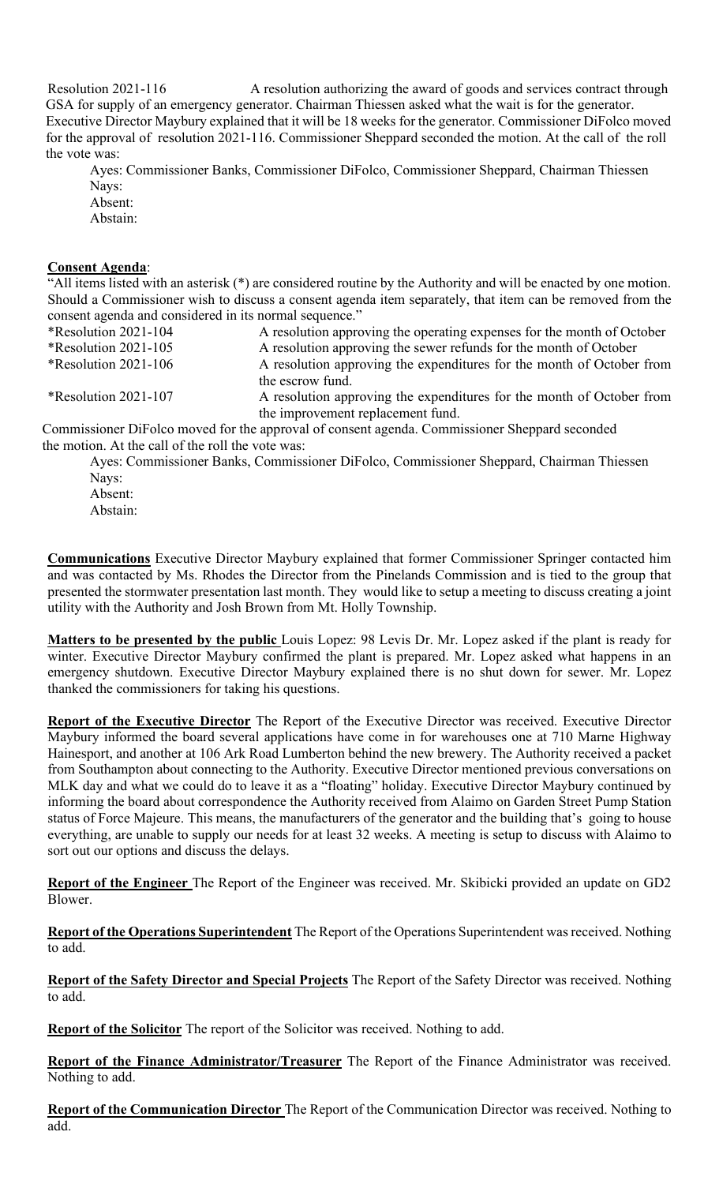Resolution 2021-116 A resolution authorizing the award of goods and services contract through GSA for supply of an emergency generator. Chairman Thiessen asked what the wait is for the generator. Executive Director Maybury explained that it will be 18 weeks for the generator. Commissioner DiFolco moved for the approval of resolution 2021-116. Commissioner Sheppard seconded the motion. At the call of the roll the vote was:

Ayes: Commissioner Banks, Commissioner DiFolco, Commissioner Sheppard, Chairman Thiessen
Nays:
Absent:
Abstain:

**Consent Agenda**:

"All items listed with an asterisk (*) are considered routine by the Authority and will be enacted by one motion. Should a Commissioner wish to discuss a consent agenda item separately, that item can be removed from the consent agenda and considered in its normal sequence."

| | |
|---|---|
| *Resolution 2021-104 | A resolution approving the operating expenses for the month of October |
| *Resolution 2021-105 | A resolution approving the sewer refunds for the month of October |
| *Resolution 2021-106 | A resolution approving the expenditures for the month of October from the escrow fund. |
| *Resolution 2021-107 | A resolution approving the expenditures for the month of October from the improvement replacement fund. |

Commissioner DiFolco moved for the approval of consent agenda. Commissioner Sheppard seconded the motion. At the call of the roll the vote was:

Ayes: Commissioner Banks, Commissioner DiFolco, Commissioner Sheppard, Chairman Thiessen
Nays:
Absent:
Abstain:

**Communications** Executive Director Maybury explained that former Commissioner Springer contacted him and was contacted by Ms. Rhodes the Director from the Pinelands Commission and is tied to the group that presented the stormwater presentation last month. They would like to setup a meeting to discuss creating a joint utility with the Authority and Josh Brown from Mt. Holly Township.

**Matters to be presented by the public** Louis Lopez: 98 Levis Dr. Mr. Lopez asked if the plant is ready for winter. Executive Director Maybury confirmed the plant is prepared. Mr. Lopez asked what happens in an emergency shutdown. Executive Director Maybury explained there is no shut down for sewer. Mr. Lopez thanked the commissioners for taking his questions.

**Report of the Executive Director** The Report of the Executive Director was received. Executive Director Maybury informed the board several applications have come in for warehouses one at 710 Marne Highway Hainesport, and another at 106 Ark Road Lumberton behind the new brewery. The Authority received a packet from Southampton about connecting to the Authority. Executive Director mentioned previous conversations on MLK day and what we could do to leave it as a "floating" holiday. Executive Director Maybury continued by informing the board about correspondence the Authority received from Alaimo on Garden Street Pump Station status of Force Majeure. This means, the manufacturers of the generator and the building that's going to house everything, are unable to supply our needs for at least 32 weeks. A meeting is setup to discuss with Alaimo to sort out our options and discuss the delays.

**Report of the Engineer** The Report of the Engineer was received. Mr. Skibicki provided an update on GD2 Blower.

**Report of the Operations Superintendent** The Report of the Operations Superintendent was received. Nothing to add.

**Report of the Safety Director and Special Projects** The Report of the Safety Director was received. Nothing to add.

**Report of the Solicitor** The report of the Solicitor was received. Nothing to add.

**Report of the Finance Administrator/Treasurer** The Report of the Finance Administrator was received. Nothing to add.

**Report of the Communication Director** The Report of the Communication Director was received. Nothing to add.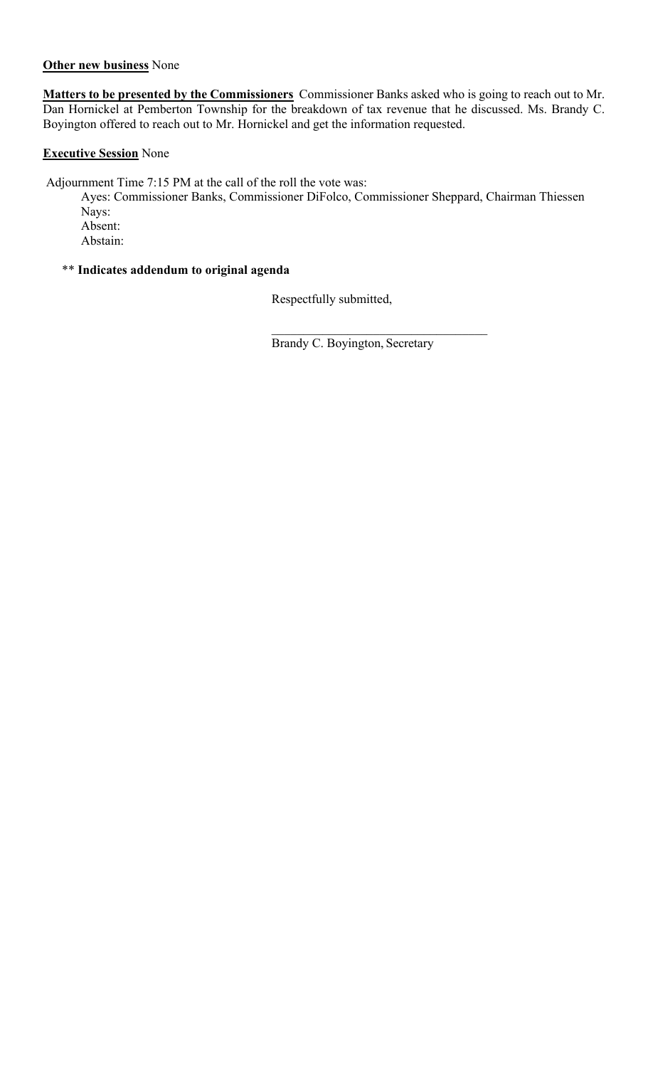**Other new business** None

**Matters to be presented by the Commissioners** Commissioner Banks asked who is going to reach out to Mr. Dan Hornickel at Pemberton Township for the breakdown of tax revenue that he discussed. Ms. Brandy C. Boyington offered to reach out to Mr. Hornickel and get the information requested.

**Executive Session** None

Adjournment Time 7:15 PM at the call of the roll the vote was:

Ayes: Commissioner Banks, Commissioner DiFolco, Commissioner Sheppard, Chairman Thiessen
Nays:
Absent:
Abstain:

** **Indicates addendum to original agenda**

Respectfully submitted,

\_\_\_\_\_\_\_\_\_\_\_\_\_\_\_\_\_\_\_\_\_\_\_\_\_\_\_\_\_\_\_\_\_\_

Brandy C. Boyington, Secretary